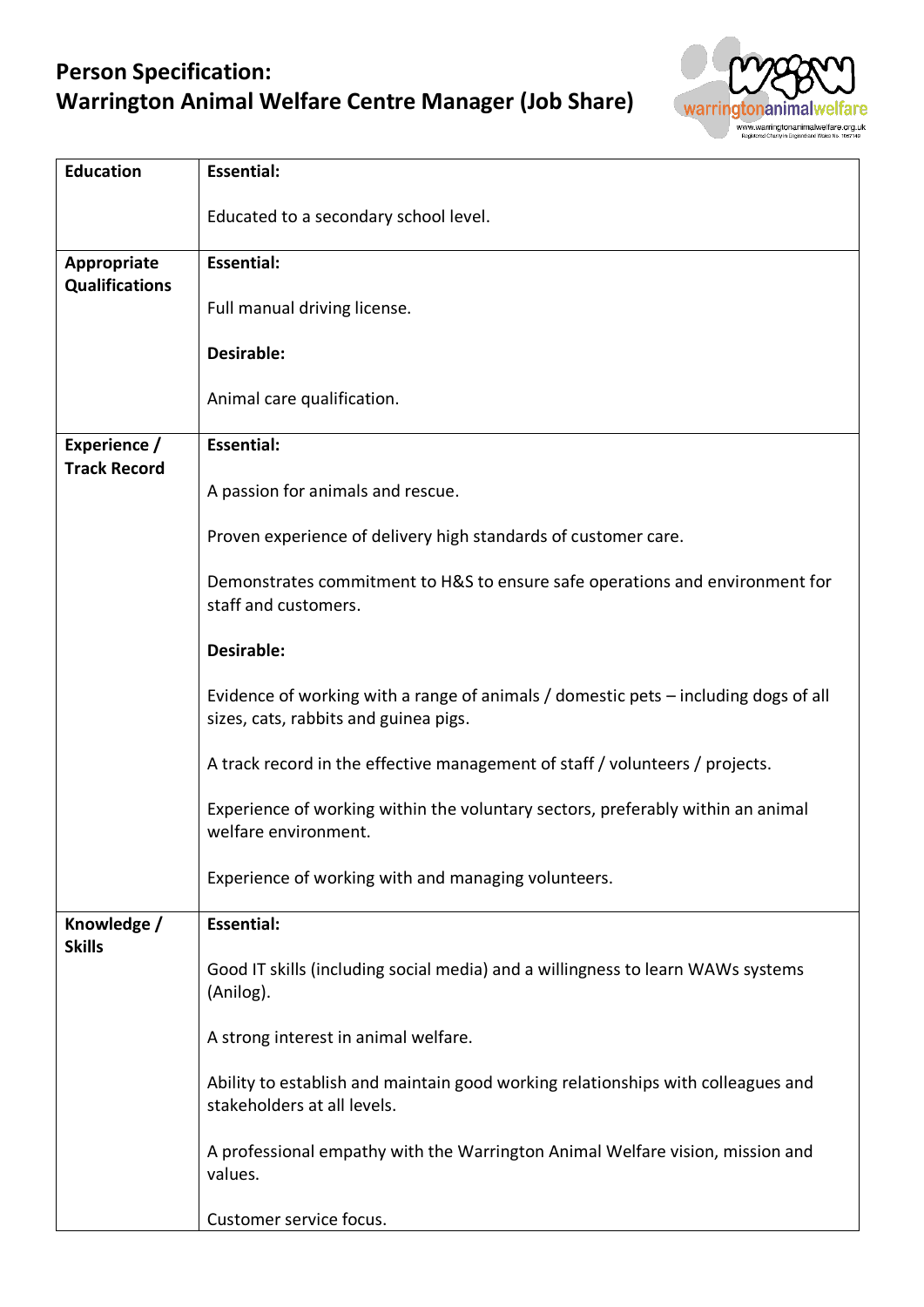# Person Specification:
# Warrington Animal Welfare Centre Manager (Job Share)

| | |
|---|---|
| **Education** | **Essential:**<br><br>Educated to a secondary school level. |
| **Appropriate Qualifications** | **Essential:**<br><br>Full manual driving license.<br><br>**Desirable:**<br><br>Animal care qualification. |
| **Experience / Track Record** | **Essential:**<br><br>A passion for animals and rescue.<br><br>Proven experience of delivery high standards of customer care.<br><br>Demonstrates commitment to H&S to ensure safe operations and environment for staff and customers.<br><br>**Desirable:**<br><br>Evidence of working with a range of animals / domestic pets – including dogs of all sizes, cats, rabbits and guinea pigs.<br><br>A track record in the effective management of staff / volunteers / projects.<br><br>Experience of working within the voluntary sectors, preferably within an animal welfare environment.<br><br>Experience of working with and managing volunteers. |
| **Knowledge / Skills** | **Essential:**<br><br>Good IT skills (including social media) and a willingness to learn WAWs systems (Anilog).<br><br>A strong interest in animal welfare.<br><br>Ability to establish and maintain good working relationships with colleagues and stakeholders at all levels.<br><br>A professional empathy with the Warrington Animal Welfare vision, mission and values.<br><br>Customer service focus. |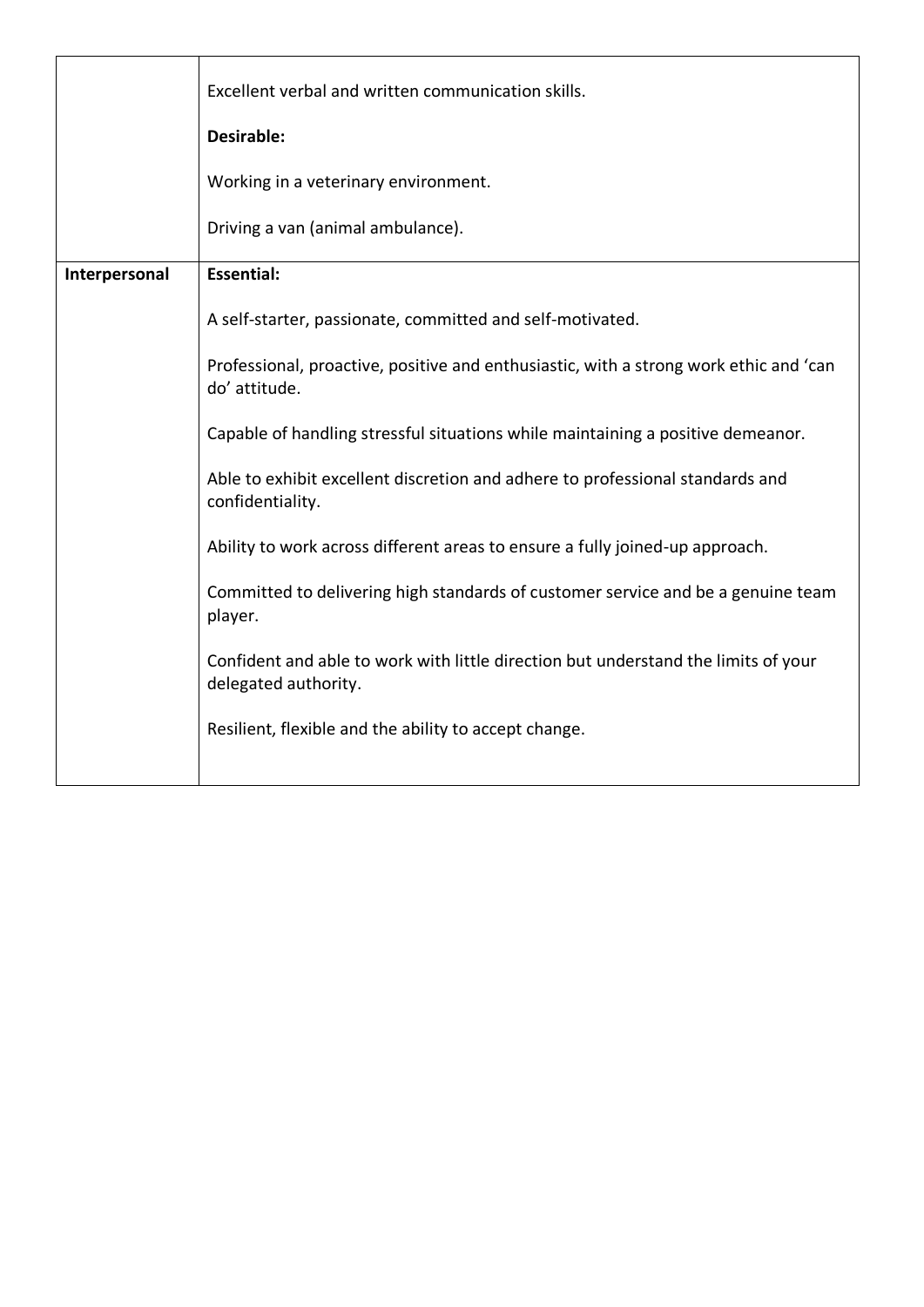| | |
|---|---|
| | Excellent verbal and written communication skills.<br><br>**Desirable:**<br><br>Working in a veterinary environment.<br><br>Driving a van (animal ambulance). |
| **Interpersonal** | **Essential:**<br><br>A self-starter, passionate, committed and self-motivated.<br><br>Professional, proactive, positive and enthusiastic, with a strong work ethic and 'can do' attitude.<br><br>Capable of handling stressful situations while maintaining a positive demeanor.<br><br>Able to exhibit excellent discretion and adhere to professional standards and confidentiality.<br><br>Ability to work across different areas to ensure a fully joined-up approach.<br><br>Committed to delivering high standards of customer service and be a genuine team player.<br><br>Confident and able to work with little direction but understand the limits of your delegated authority.<br><br>Resilient, flexible and the ability to accept change. |